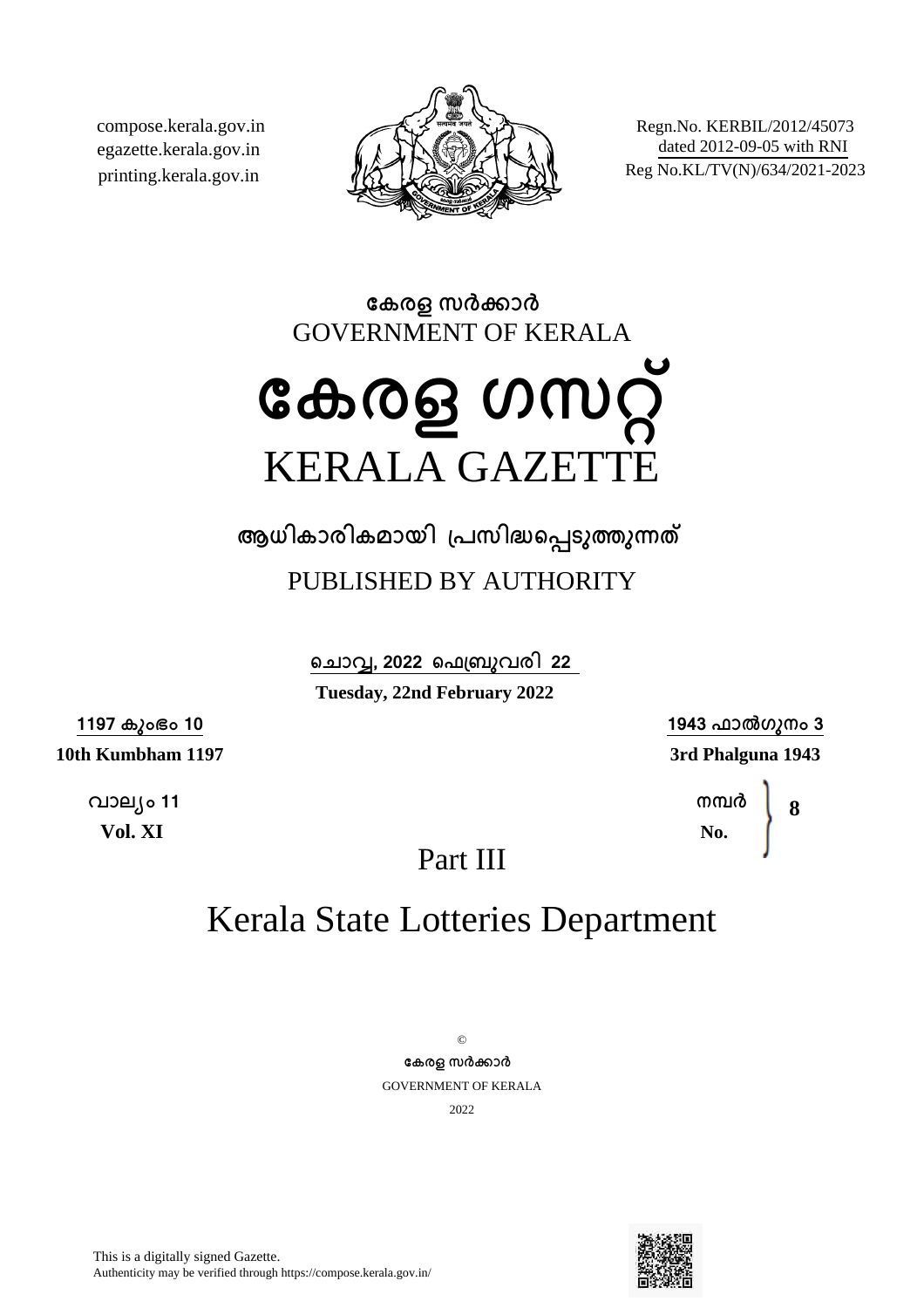compose.kerala.gov.in
egazette.kerala.gov.in
printing.kerala.gov.in

Regn.No. KERBIL/2012/45073
dated 2012-09-05 with RNI
Reg No.KL/TV(N)/634/2021-2023

**കേരള സർക്കാർ**

GOVERNMENT OF KERALA

# കേരള ഗസറ്റ്

# KERALA GAZETTE

**ആധികാരികമായി പ്രസിദ്ധപ്പെടുത്തുന്നത്**

PUBLISHED BY AUTHORITY

**ചൊവ്വ, 2022 ഫെബ്രുവരി 22**

**Tuesday, 22nd February 2022**

**1197 കുംഭം 10**

**10th Kumbham 1197**

**1943 ഫാൽഗുനം 3**

**3rd Phalguna 1943**

**വാല്യം 11**

**Vol. XI**

**നമ്പർ**

**No.** **8**

## Part III

## Kerala State Lotteries Department

©

**കേരള സർക്കാർ**

GOVERNMENT OF KERALA

2022

This is a digitally signed Gazette.
Authenticity may be verified through https://compose.kerala.gov.in/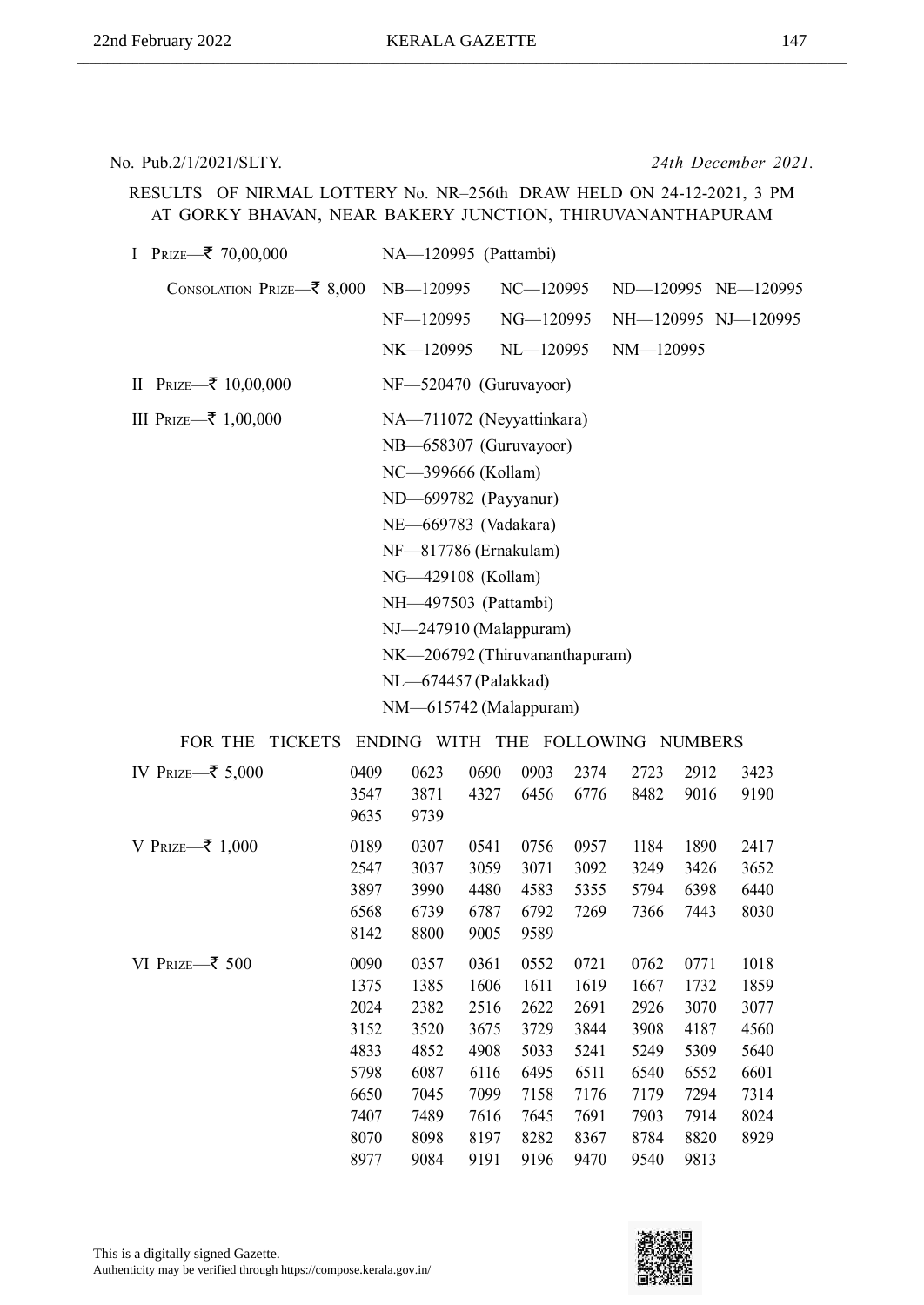No. Pub.2/1/2021/SLTY. *24th December 2021.*

RESULTS OF NIRMAL LOTTERY No. NR–256th DRAW HELD ON 24-12-2021, 3 PM AT GORKY BHAVAN, NEAR BAKERY JUNCTION, THIRUVANANTHAPURAM

I PRIZE—₹ 70,00,000 NA—120995 (Pattambi)

CONSOLATION PRIZE—₹ 8,000 NB—120995 NC—120995 ND—120995 NE—120995 NF—120995 NG—120995 NH—120995 NJ—120995 NK—120995 NL—120995 NM—120995

II PRIZE—₹ 10,00,000 NF—520470 (Guruvayoor)

III PRIZE—₹ 1,00,000

- NA—711072 (Neyyattinkara)
- NB—658307 (Guruvayoor)
- NC—399666 (Kollam)
- ND—699782 (Payyanur)
- NE—669783 (Vadakara)
- NF—817786 (Ernakulam)
- NG—429108 (Kollam)
- NH—497503 (Pattambi)
- NJ—247910 (Malappuram)
- NK—206792 (Thiruvananthapuram)
- NL—674457 (Palakkad)
- NM—615742 (Malappuram)

FOR THE TICKETS ENDING WITH THE FOLLOWING NUMBERS

IV PRIZE—₹ 5,000

0409 0623 0690 0903 2374 2723 2912 3423
3547 3871 4327 6456 6776 8482 9016 9190
9635 9739

V PRIZE—₹ 1,000

0189 0307 0541 0756 0957 1184 1890 2417
2547 3037 3059 3071 3092 3249 3426 3652
3897 3990 4480 4583 5355 5794 6398 6440
6568 6739 6787 6792 7269 7366 7443 8030
8142 8800 9005 9589

VI PRIZE—₹ 500

0090 0357 0361 0552 0721 0762 0771 1018
1375 1385 1606 1611 1619 1667 1732 1859
2024 2382 2516 2622 2691 2926 3070 3077
3152 3520 3675 3729 3844 3908 4187 4560
4833 4852 4908 5033 5241 5249 5309 5640
5798 6087 6116 6495 6511 6540 6552 6601
6650 7045 7099 7158 7176 7179 7294 7314
7407 7489 7616 7645 7691 7903 7914 8024
8070 8098 8197 8282 8367 8784 8820 8929
8977 9084 9191 9196 9470 9540 9813

This is a digitally signed Gazette.
Authenticity may be verified through https://compose.kerala.gov.in/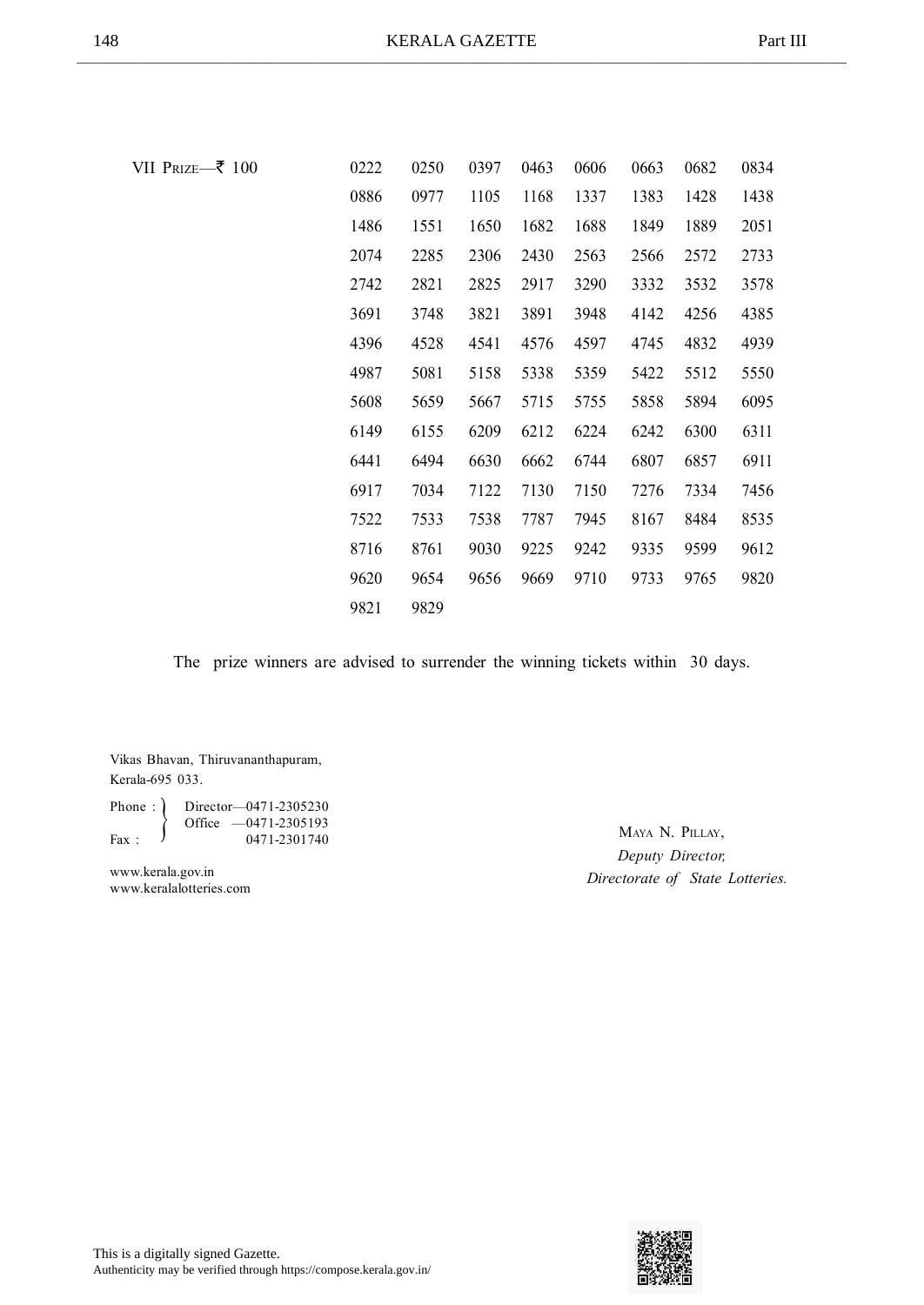VII PRIZE—₹ 100

| | | | | | | | |
|---|---|---|---|---|---|---|---|
| 0222 | 0250 | 0397 | 0463 | 0606 | 0663 | 0682 | 0834 |
| 0886 | 0977 | 1105 | 1168 | 1337 | 1383 | 1428 | 1438 |
| 1486 | 1551 | 1650 | 1682 | 1688 | 1849 | 1889 | 2051 |
| 2074 | 2285 | 2306 | 2430 | 2563 | 2566 | 2572 | 2733 |
| 2742 | 2821 | 2825 | 2917 | 3290 | 3332 | 3532 | 3578 |
| 3691 | 3748 | 3821 | 3891 | 3948 | 4142 | 4256 | 4385 |
| 4396 | 4528 | 4541 | 4576 | 4597 | 4745 | 4832 | 4939 |
| 4987 | 5081 | 5158 | 5338 | 5359 | 5422 | 5512 | 5550 |
| 5608 | 5659 | 5667 | 5715 | 5755 | 5858 | 5894 | 6095 |
| 6149 | 6155 | 6209 | 6212 | 6224 | 6242 | 6300 | 6311 |
| 6441 | 6494 | 6630 | 6662 | 6744 | 6807 | 6857 | 6911 |
| 6917 | 7034 | 7122 | 7130 | 7150 | 7276 | 7334 | 7456 |
| 7522 | 7533 | 7538 | 7787 | 7945 | 8167 | 8484 | 8535 |
| 8716 | 8761 | 9030 | 9225 | 9242 | 9335 | 9599 | 9612 |
| 9620 | 9654 | 9656 | 9669 | 9710 | 9733 | 9765 | 9820 |
| 9821 | 9829 | | | | | | |

The prize winners are advised to surrender the winning tickets within 30 days.

Vikas Bhavan, Thiruvananthapuram,
Kerala-695 033.

Phone : Director—0471-2305230
Office —0471-2305193
Fax : 0471-2301740

www.kerala.gov.in
www.keralalotteries.com

MAYA N. PILLAY,
*Deputy Director,*
*Directorate of State Lotteries.*

This is a digitally signed Gazette.
Authenticity may be verified through https://compose.kerala.gov.in/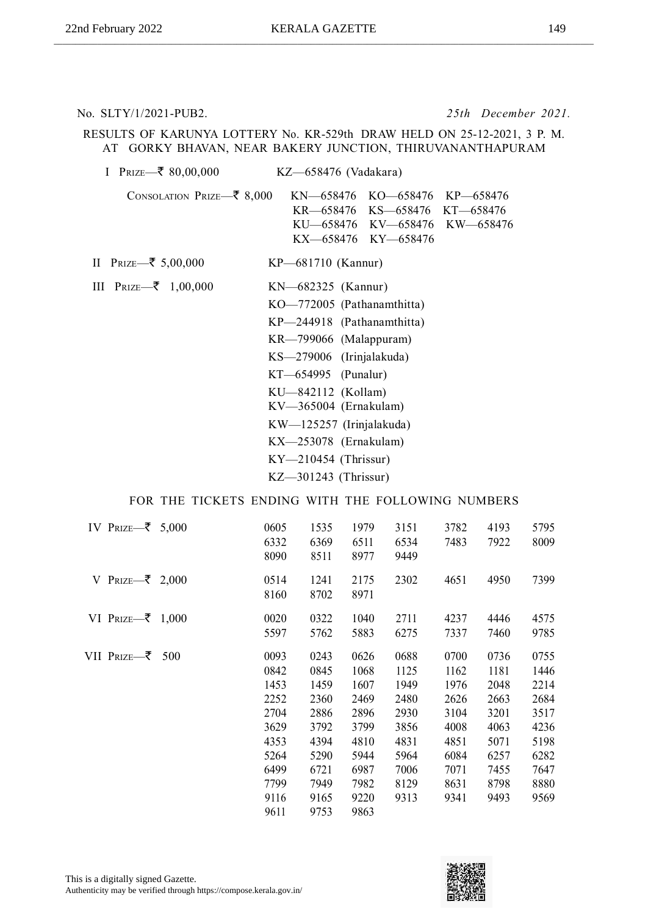No. SLTY/1/2021-PUB2. *25th December 2021.*

RESULTS OF KARUNYA LOTTERY No. KR-529th DRAW HELD ON 25-12-2021, 3 P. M. AT GORKY BHAVAN, NEAR BAKERY JUNCTION, THIRUVANANTHAPURAM

I PRIZE—₹ 80,00,000 KZ—658476 (Vadakara)

CONSOLATION PRIZE—₹ 8,000 KN—658476 KO—658476 KP—658476 KR—658476 KS—658476 KT—658476 KU—658476 KV—658476 KW—658476 KX—658476 KY—658476

II PRIZE—₹ 5,00,000 KP—681710 (Kannur)

III PRIZE—₹ 1,00,000

KN—682325 (Kannur)
KO—772005 (Pathanamthitta)
KP—244918 (Pathanamthitta)
KR—799066 (Malappuram)
KS—279006 (Irinjalakuda)
KT—654995 (Punalur)
KU—842112 (Kollam)
KV—365004 (Ernakulam)
KW—125257 (Irinjalakuda)
KX—253078 (Ernakulam)
KY—210454 (Thrissur)
KZ—301243 (Thrissur)

FOR THE TICKETS ENDING WITH THE FOLLOWING NUMBERS

IV PRIZE—₹ 5,000

0605 1535 1979 3151 3782 4193 5795
6332 6369 6511 6534 7483 7922 8009
8090 8511 8977 9449

V PRIZE—₹ 2,000

0514 1241 2175 2302 4651 4950 7399
8160 8702 8971

VI PRIZE—₹ 1,000

0020 0322 1040 2711 4237 4446 4575
5597 5762 5883 6275 7337 7460 9785

VII PRIZE—₹ 500

0093 0243 0626 0688 0700 0736 0755
0842 0845 1068 1125 1162 1181 1446
1453 1459 1607 1949 1976 2048 2214
2252 2360 2469 2480 2626 2663 2684
2704 2886 2896 2930 3104 3201 3517
3629 3792 3799 3856 4008 4063 4236
4353 4394 4810 4831 4851 5071 5198
5264 5290 5944 5964 6084 6257 6282
6499 6721 6987 7006 7071 7455 7647
7799 7949 7982 8129 8631 8798 8880
9116 9165 9220 9313 9341 9493 9569
9611 9753 9863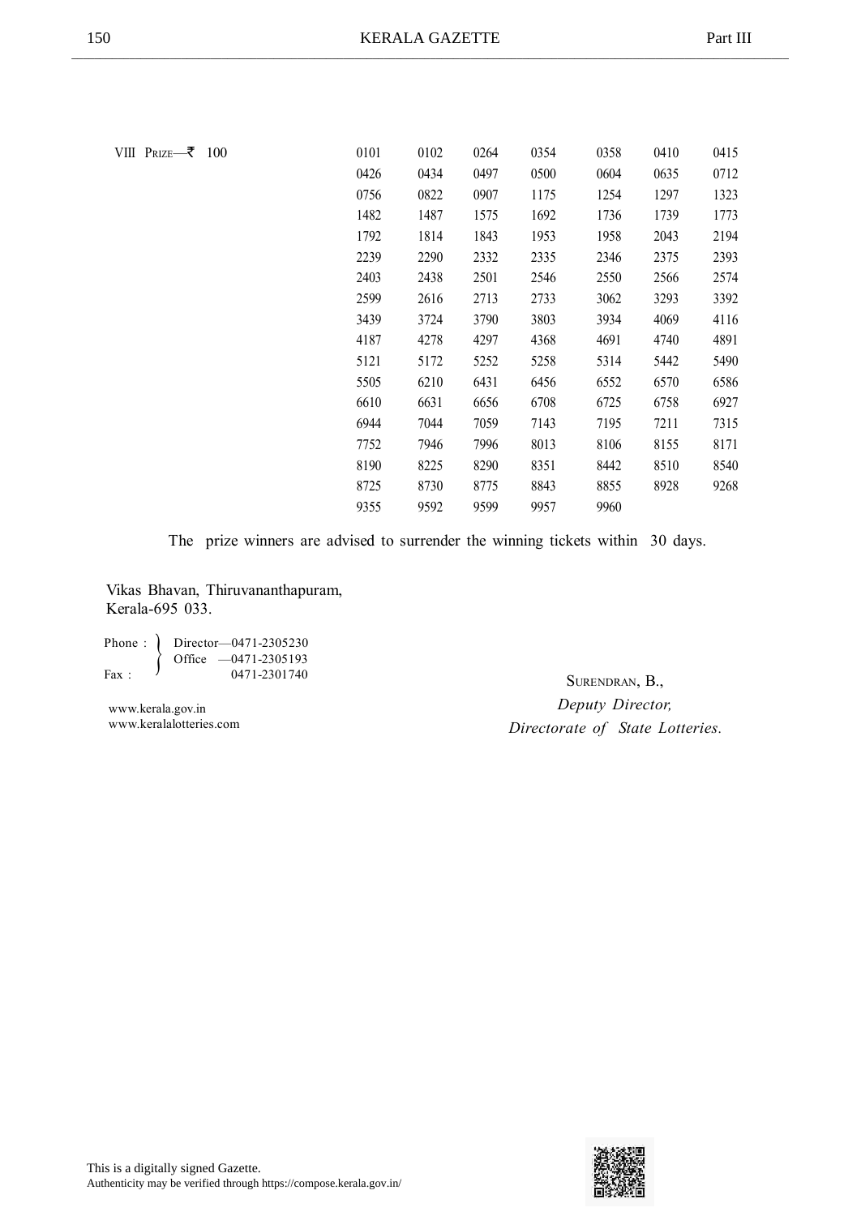VIII Prize—₹ 100

| | | | | | | |
|---|---|---|---|---|---|---|
| 0101 | 0102 | 0264 | 0354 | 0358 | 0410 | 0415 |
| 0426 | 0434 | 0497 | 0500 | 0604 | 0635 | 0712 |
| 0756 | 0822 | 0907 | 1175 | 1254 | 1297 | 1323 |
| 1482 | 1487 | 1575 | 1692 | 1736 | 1739 | 1773 |
| 1792 | 1814 | 1843 | 1953 | 1958 | 2043 | 2194 |
| 2239 | 2290 | 2332 | 2335 | 2346 | 2375 | 2393 |
| 2403 | 2438 | 2501 | 2546 | 2550 | 2566 | 2574 |
| 2599 | 2616 | 2713 | 2733 | 3062 | 3293 | 3392 |
| 3439 | 3724 | 3790 | 3803 | 3934 | 4069 | 4116 |
| 4187 | 4278 | 4297 | 4368 | 4691 | 4740 | 4891 |
| 5121 | 5172 | 5252 | 5258 | 5314 | 5442 | 5490 |
| 5505 | 6210 | 6431 | 6456 | 6552 | 6570 | 6586 |
| 6610 | 6631 | 6656 | 6708 | 6725 | 6758 | 6927 |
| 6944 | 7044 | 7059 | 7143 | 7195 | 7211 | 7315 |
| 7752 | 7946 | 7996 | 8013 | 8106 | 8155 | 8171 |
| 8190 | 8225 | 8290 | 8351 | 8442 | 8510 | 8540 |
| 8725 | 8730 | 8775 | 8843 | 8855 | 8928 | 9268 |
| 9355 | 9592 | 9599 | 9957 | 9960 | | |

The prize winners are advised to surrender the winning tickets within 30 days.

Vikas Bhavan, Thiruvananthapuram,
Kerala-695 033.

Phone : Director—0471-2305230
Office —0471-2305193
Fax : 0471-2301740

www.kerala.gov.in
www.keralalotteries.com

Surendran, B.,
*Deputy Director,*
*Directorate of State Lotteries.*

This is a digitally signed Gazette.
Authenticity may be verified through https://compose.kerala.gov.in/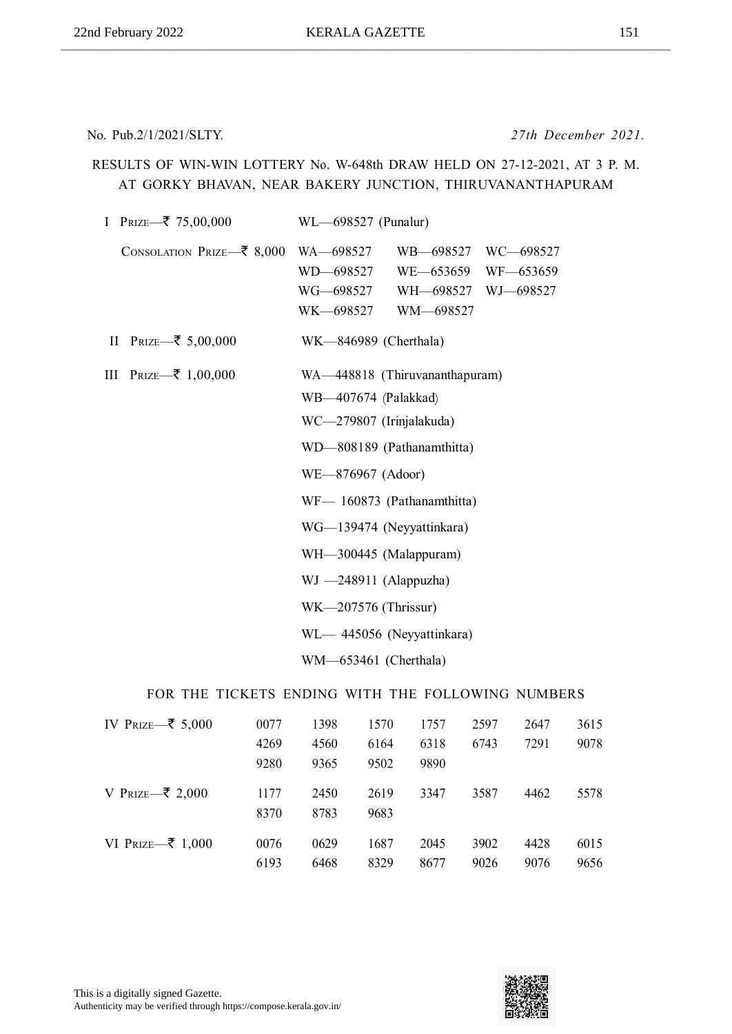No. Pub.2/1/2021/SLTY. *27th December 2021.*

RESULTS OF WIN-WIN LOTTERY No. W-648th DRAW HELD ON 27-12-2021, AT 3 P. M. AT GORKY BHAVAN, NEAR BAKERY JUNCTION, THIRUVANANTHAPURAM

I PRIZE—₹ 75,00,000 WL—698527 (Punalur)

CONSOLATION PRIZE—₹ 8,000 WA—698527 WB—698527 WC—698527 WD—698527 WE—653659 WF—653659 WG—698527 WH—698527 WJ—698527 WK—698527 WM—698527

II PRIZE—₹ 5,00,000 WK—846989 (Cherthala)

III PRIZE—₹ 1,00,000

- WA—448818 (Thiruvananthapuram)
- WB—407674 (Palakkad)
- WC—279807 (Irinjalakuda)
- WD—808189 (Pathanamthitta)
- WE—876967 (Adoor)
- WF— 160873 (Pathanamthitta)
- WG—139474 (Neyyattinkara)
- WH—300445 (Malappuram)
- WJ —248911 (Alappuzha)
- WK—207576 (Thrissur)
- WL— 445056 (Neyyattinkara)
- WM—653461 (Cherthala)

FOR THE TICKETS ENDING WITH THE FOLLOWING NUMBERS

IV PRIZE—₹ 5,000
0077 1398 1570 1757 2597 2647 3615
4269 4560 6164 6318 6743 7291 9078
9280 9365 9502 9890

V PRIZE—₹ 2,000
1177 2450 2619 3347 3587 4462 5578
8370 8783 9683

VI PRIZE—₹ 1,000
0076 0629 1687 2045 3902 4428 6015
6193 6468 8329 8677 9026 9076 9656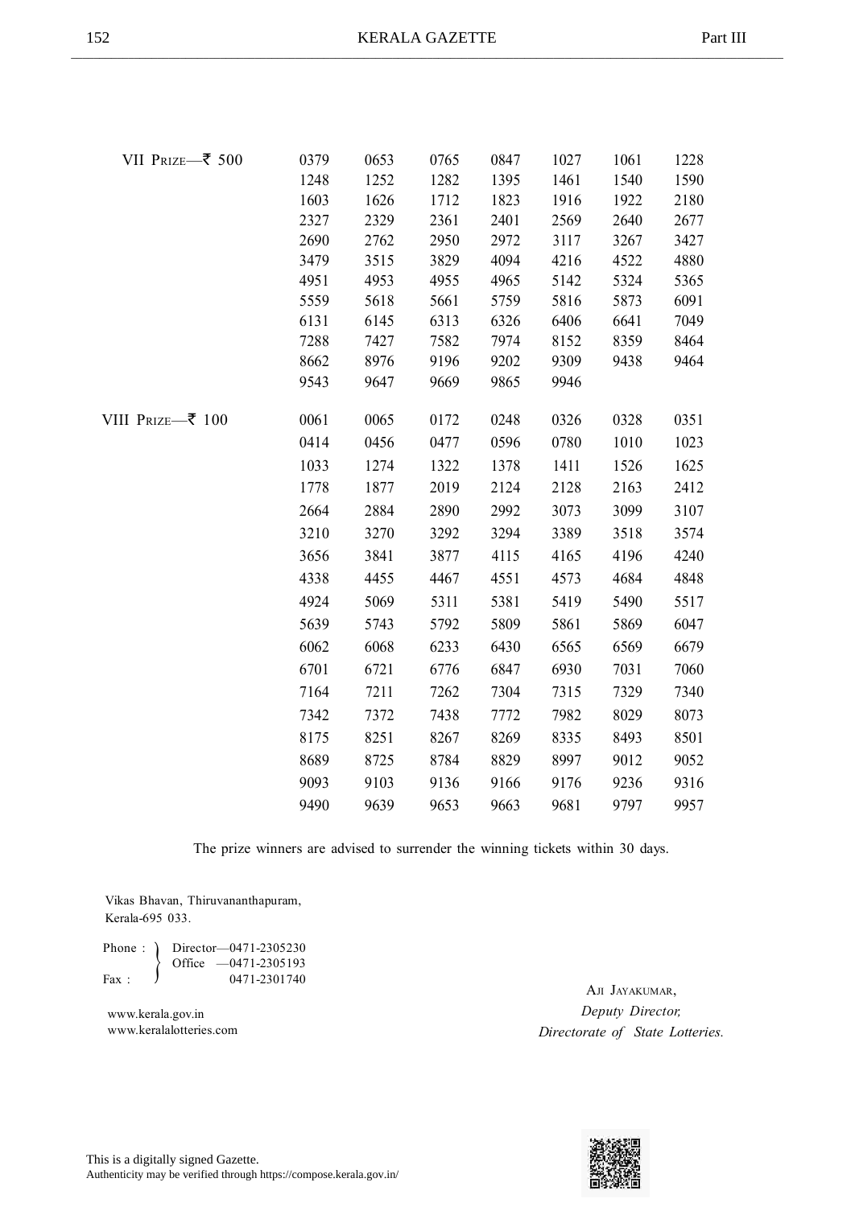| | | | | | | | |
|---|---|---|---|---|---|---|---|
| VII Prize—₹ 500 | 0379 | 0653 | 0765 | 0847 | 1027 | 1061 | 1228 |
| | 1248 | 1252 | 1282 | 1395 | 1461 | 1540 | 1590 |
| | 1603 | 1626 | 1712 | 1823 | 1916 | 1922 | 2180 |
| | 2327 | 2329 | 2361 | 2401 | 2569 | 2640 | 2677 |
| | 2690 | 2762 | 2950 | 2972 | 3117 | 3267 | 3427 |
| | 3479 | 3515 | 3829 | 4094 | 4216 | 4522 | 4880 |
| | 4951 | 4953 | 4955 | 4965 | 5142 | 5324 | 5365 |
| | 5559 | 5618 | 5661 | 5759 | 5816 | 5873 | 6091 |
| | 6131 | 6145 | 6313 | 6326 | 6406 | 6641 | 7049 |
| | 7288 | 7427 | 7582 | 7974 | 8152 | 8359 | 8464 |
| | 8662 | 8976 | 9196 | 9202 | 9309 | 9438 | 9464 |
| | 9543 | 9647 | 9669 | 9865 | 9946 | | |
| VIII Prize—₹ 100 | 0061 | 0065 | 0172 | 0248 | 0326 | 0328 | 0351 |
| | 0414 | 0456 | 0477 | 0596 | 0780 | 1010 | 1023 |
| | 1033 | 1274 | 1322 | 1378 | 1411 | 1526 | 1625 |
| | 1778 | 1877 | 2019 | 2124 | 2128 | 2163 | 2412 |
| | 2664 | 2884 | 2890 | 2992 | 3073 | 3099 | 3107 |
| | 3210 | 3270 | 3292 | 3294 | 3389 | 3518 | 3574 |
| | 3656 | 3841 | 3877 | 4115 | 4165 | 4196 | 4240 |
| | 4338 | 4455 | 4467 | 4551 | 4573 | 4684 | 4848 |
| | 4924 | 5069 | 5311 | 5381 | 5419 | 5490 | 5517 |
| | 5639 | 5743 | 5792 | 5809 | 5861 | 5869 | 6047 |
| | 6062 | 6068 | 6233 | 6430 | 6565 | 6569 | 6679 |
| | 6701 | 6721 | 6776 | 6847 | 6930 | 7031 | 7060 |
| | 7164 | 7211 | 7262 | 7304 | 7315 | 7329 | 7340 |
| | 7342 | 7372 | 7438 | 7772 | 7982 | 8029 | 8073 |
| | 8175 | 8251 | 8267 | 8269 | 8335 | 8493 | 8501 |
| | 8689 | 8725 | 8784 | 8829 | 8997 | 9012 | 9052 |
| | 9093 | 9103 | 9136 | 9166 | 9176 | 9236 | 9316 |
| | 9490 | 9639 | 9653 | 9663 | 9681 | 9797 | 9957 |

The prize winners are advised to surrender the winning tickets within 30 days.

Vikas Bhavan, Thiruvananthapuram,
Kerala-695 033.

Phone : Director—0471-2305230
Office —0471-2305193
Fax : 0471-2301740

www.kerala.gov.in
www.keralalotteries.com

Aji Jayakumar,
*Deputy Director,*
*Directorate of State Lotteries.*

This is a digitally signed Gazette.
Authenticity may be verified through https://compose.kerala.gov.in/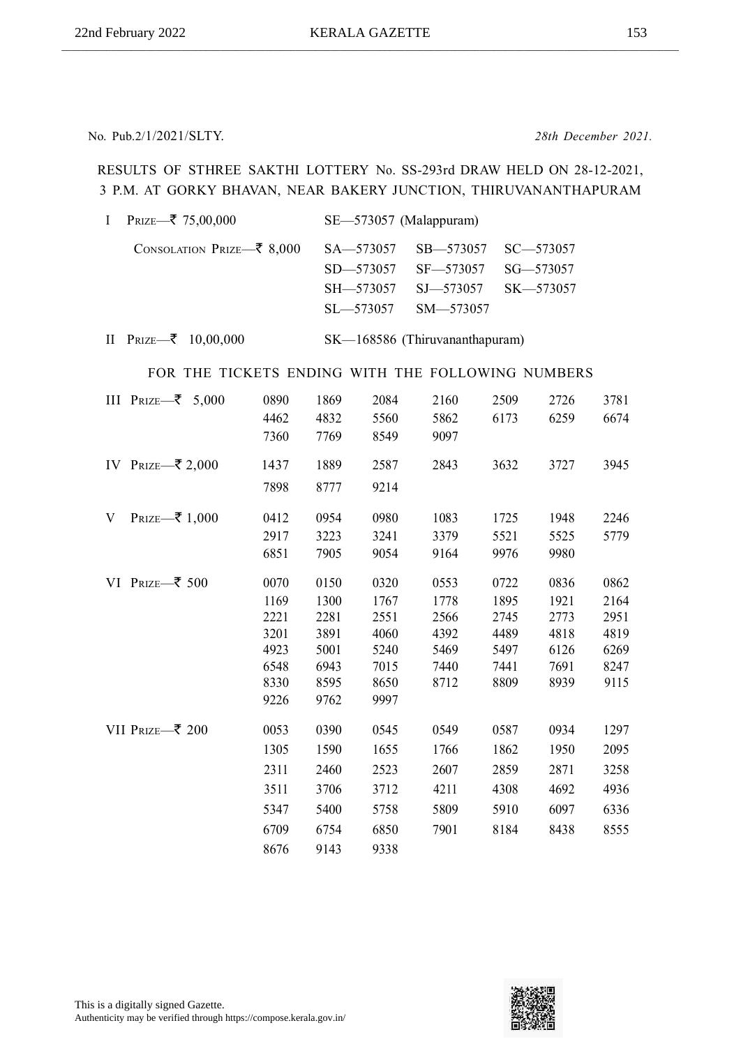No. Pub.2/1/2021/SLTY. *28th December 2021.*

RESULTS OF STHREE SAKTHI LOTTERY No. SS-293rd DRAW HELD ON 28-12-2021, 3 P.M. AT GORKY BHAVAN, NEAR BAKERY JUNCTION, THIRUVANANTHAPURAM

I PRIZE—₹ 75,00,000 SE—573057 (Malappuram)

CONSOLATION PRIZE—₹ 8,000

| | | |
|---|---|---|
| SA—573057 | SB—573057 | SC—573057 |
| SD—573057 | SF—573057 | SG—573057 |
| SH—573057 | SJ—573057 | SK—573057 |
| SL—573057 | SM—573057 | |

II PRIZE—₹ 10,00,000 SK—168586 (Thiruvananthapuram)

FOR THE TICKETS ENDING WITH THE FOLLOWING NUMBERS

III PRIZE—₹ 5,000

| | | | | | | |
|---|---|---|---|---|---|---|
| 0890 | 1869 | 2084 | 2160 | 2509 | 2726 | 3781 |
| 4462 | 4832 | 5560 | 5862 | 6173 | 6259 | 6674 |
| 7360 | 7769 | 8549 | 9097 | | | |

IV PRIZE—₹ 2,000

| | | | | | | |
|---|---|---|---|---|---|---|
| 1437 | 1889 | 2587 | 2843 | 3632 | 3727 | 3945 |
| 7898 | 8777 | 9214 | | | | |

V PRIZE—₹ 1,000

| | | | | | | |
|---|---|---|---|---|---|---|
| 0412 | 0954 | 0980 | 1083 | 1725 | 1948 | 2246 |
| 2917 | 3223 | 3241 | 3379 | 5521 | 5525 | 5779 |
| 6851 | 7905 | 9054 | 9164 | 9976 | 9980 | |

VI PRIZE—₹ 500

| | | | | | | |
|---|---|---|---|---|---|---|
| 0070 | 0150 | 0320 | 0553 | 0722 | 0836 | 0862 |
| 1169 | 1300 | 1767 | 1778 | 1895 | 1921 | 2164 |
| 2221 | 2281 | 2551 | 2566 | 2745 | 2773 | 2951 |
| 3201 | 3891 | 4060 | 4392 | 4489 | 4818 | 4819 |
| 4923 | 5001 | 5240 | 5469 | 5497 | 6126 | 6269 |
| 6548 | 6943 | 7015 | 7440 | 7441 | 7691 | 8247 |
| 8330 | 8595 | 8650 | 8712 | 8809 | 8939 | 9115 |
| 9226 | 9762 | 9997 | | | | |

VII PRIZE—₹ 200

| | | | | | | |
|---|---|---|---|---|---|---|
| 0053 | 0390 | 0545 | 0549 | 0587 | 0934 | 1297 |
| 1305 | 1590 | 1655 | 1766 | 1862 | 1950 | 2095 |
| 2311 | 2460 | 2523 | 2607 | 2859 | 2871 | 3258 |
| 3511 | 3706 | 3712 | 4211 | 4308 | 4692 | 4936 |
| 5347 | 5400 | 5758 | 5809 | 5910 | 6097 | 6336 |
| 6709 | 6754 | 6850 | 7901 | 8184 | 8438 | 8555 |
| 8676 | 9143 | 9338 | | | | |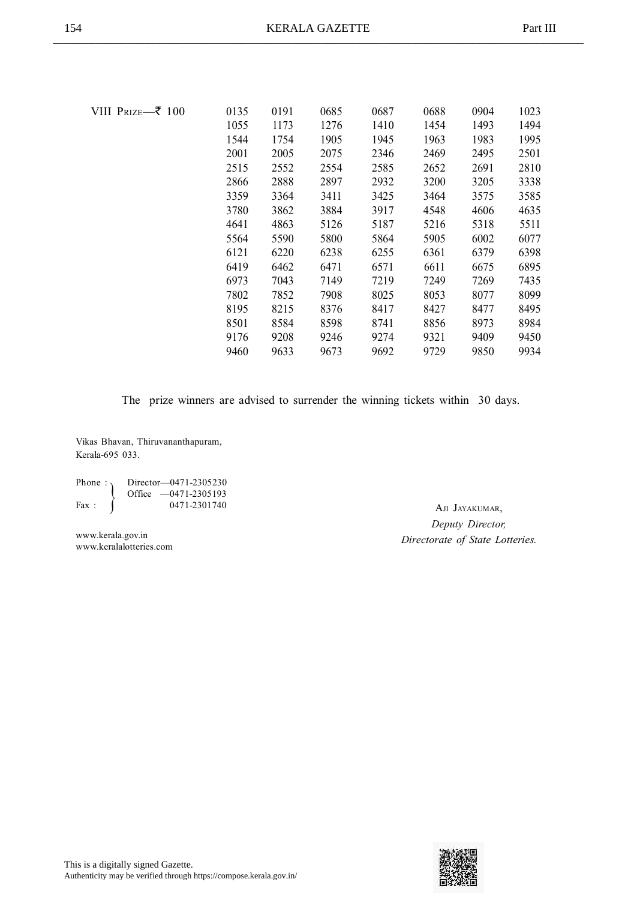VIII Prize—₹ 100

| | | | | | | |
|---|---|---|---|---|---|---|
| 0135 | 0191 | 0685 | 0687 | 0688 | 0904 | 1023 |
| 1055 | 1173 | 1276 | 1410 | 1454 | 1493 | 1494 |
| 1544 | 1754 | 1905 | 1945 | 1963 | 1983 | 1995 |
| 2001 | 2005 | 2075 | 2346 | 2469 | 2495 | 2501 |
| 2515 | 2552 | 2554 | 2585 | 2652 | 2691 | 2810 |
| 2866 | 2888 | 2897 | 2932 | 3200 | 3205 | 3338 |
| 3359 | 3364 | 3411 | 3425 | 3464 | 3575 | 3585 |
| 3780 | 3862 | 3884 | 3917 | 4548 | 4606 | 4635 |
| 4641 | 4863 | 5126 | 5187 | 5216 | 5318 | 5511 |
| 5564 | 5590 | 5800 | 5864 | 5905 | 6002 | 6077 |
| 6121 | 6220 | 6238 | 6255 | 6361 | 6379 | 6398 |
| 6419 | 6462 | 6471 | 6571 | 6611 | 6675 | 6895 |
| 6973 | 7043 | 7149 | 7219 | 7249 | 7269 | 7435 |
| 7802 | 7852 | 7908 | 8025 | 8053 | 8077 | 8099 |
| 8195 | 8215 | 8376 | 8417 | 8427 | 8477 | 8495 |
| 8501 | 8584 | 8598 | 8741 | 8856 | 8973 | 8984 |
| 9176 | 9208 | 9246 | 9274 | 9321 | 9409 | 9450 |
| 9460 | 9633 | 9673 | 9692 | 9729 | 9850 | 9934 |

The prize winners are advised to surrender the winning tickets within 30 days.

Vikas Bhavan, Thiruvananthapuram,
Kerala-695 033.

Phone : Director—0471-2305230
Office —0471-2305193
Fax : 0471-2301740

www.kerala.gov.in
www.keralalotteries.com

Aji Jayakumar,
*Deputy Director,*
*Directorate of State Lotteries.*

This is a digitally signed Gazette.
Authenticity may be verified through https://compose.kerala.gov.in/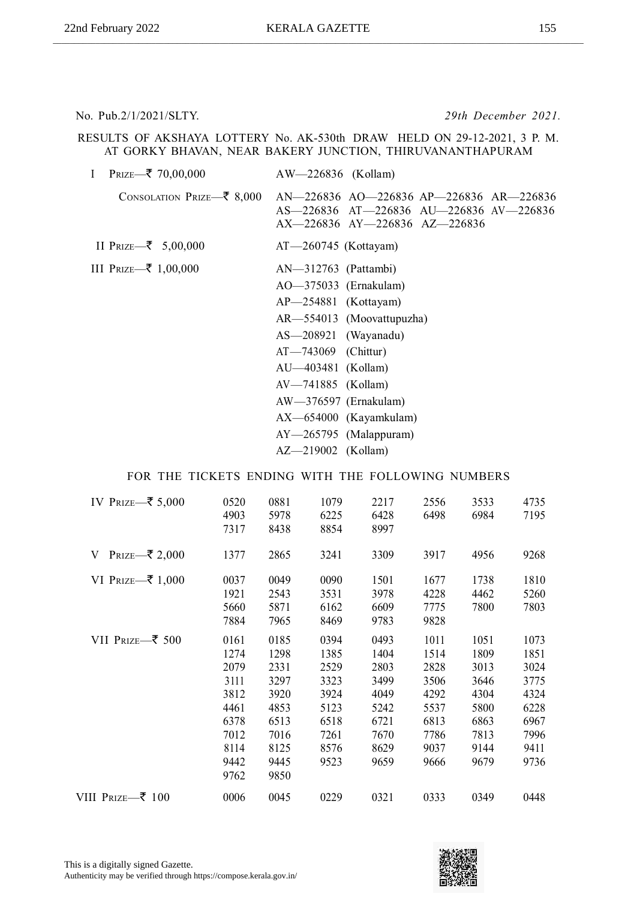No. Pub.2/1/2021/SLTY. *29th December 2021.*

RESULTS OF AKSHAYA LOTTERY No. AK-530th DRAW HELD ON 29-12-2021, 3 P. M. AT GORKY BHAVAN, NEAR BAKERY JUNCTION, THIRUVANANTHAPURAM

| | |
|---|---|
| I Prize—₹ 70,00,000 | AW—226836 (Kollam) |
| Consolation Prize—₹ 8,000 | AN—226836 AO—226836 AP—226836 AR—226836 AS—226836 AT—226836 AU—226836 AV—226836 AX—226836 AY—226836 AZ—226836 |
| II Prize—₹ 5,00,000 | AT—260745 (Kottayam) |
| III Prize—₹ 1,00,000 | AN—312763 (Pattambi) |
| | AO—375033 (Ernakulam) |
| | AP—254881 (Kottayam) |
| | AR—554013 (Moovattupuzha) |
| | AS—208921 (Wayanadu) |
| | AT—743069 (Chittur) |
| | AU—403481 (Kollam) |
| | AV—741885 (Kollam) |
| | AW—376597 (Ernakulam) |
| | AX—654000 (Kayamkulam) |
| | AY—265795 (Malappuram) |
| | AZ—219002 (Kollam) |

FOR THE TICKETS ENDING WITH THE FOLLOWING NUMBERS

| | | | | | | | |
|---|---|---|---|---|---|---|---|
| IV Prize—₹ 5,000 | 0520 | 0881 | 1079 | 2217 | 2556 | 3533 | 4735 |
| | 4903 | 5978 | 6225 | 6428 | 6498 | 6984 | 7195 |
| | 7317 | 8438 | 8854 | 8997 | | | |
| V Prize—₹ 2,000 | 1377 | 2865 | 3241 | 3309 | 3917 | 4956 | 9268 |
| VI Prize—₹ 1,000 | 0037 | 0049 | 0090 | 1501 | 1677 | 1738 | 1810 |
| | 1921 | 2543 | 3531 | 3978 | 4228 | 4462 | 5260 |
| | 5660 | 5871 | 6162 | 6609 | 7775 | 7800 | 7803 |
| | 7884 | 7965 | 8469 | 9783 | 9828 | | |
| VII Prize—₹ 500 | 0161 | 0185 | 0394 | 0493 | 1011 | 1051 | 1073 |
| | 1274 | 1298 | 1385 | 1404 | 1514 | 1809 | 1851 |
| | 2079 | 2331 | 2529 | 2803 | 2828 | 3013 | 3024 |
| | 3111 | 3297 | 3323 | 3499 | 3506 | 3646 | 3775 |
| | 3812 | 3920 | 3924 | 4049 | 4292 | 4304 | 4324 |
| | 4461 | 4853 | 5123 | 5242 | 5537 | 5800 | 6228 |
| | 6378 | 6513 | 6518 | 6721 | 6813 | 6863 | 6967 |
| | 7012 | 7016 | 7261 | 7670 | 7786 | 7813 | 7996 |
| | 8114 | 8125 | 8576 | 8629 | 9037 | 9144 | 9411 |
| | 9442 | 9445 | 9523 | 9659 | 9666 | 9679 | 9736 |
| | 9762 | 9850 | | | | | |
| VIII Prize—₹ 100 | 0006 | 0045 | 0229 | 0321 | 0333 | 0349 | 0448 |

This is a digitally signed Gazette.
Authenticity may be verified through https://compose.kerala.gov.in/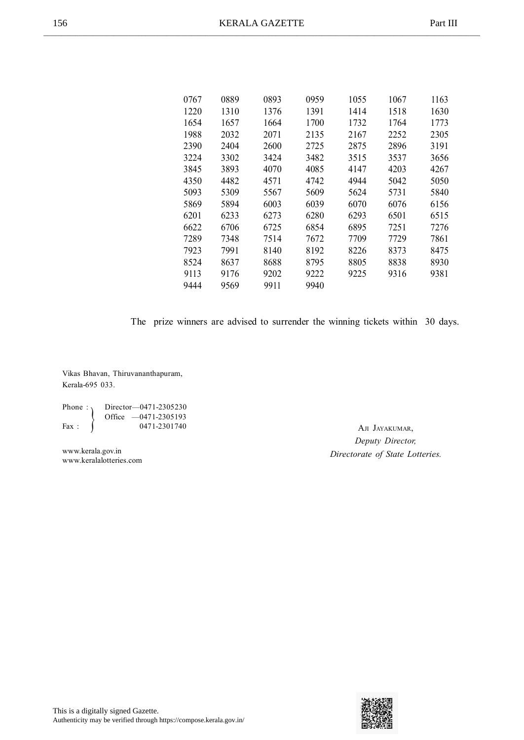| | | | | | | |
|---|---|---|---|---|---|---|
| 0767 | 0889 | 0893 | 0959 | 1055 | 1067 | 1163 |
| 1220 | 1310 | 1376 | 1391 | 1414 | 1518 | 1630 |
| 1654 | 1657 | 1664 | 1700 | 1732 | 1764 | 1773 |
| 1988 | 2032 | 2071 | 2135 | 2167 | 2252 | 2305 |
| 2390 | 2404 | 2600 | 2725 | 2875 | 2896 | 3191 |
| 3224 | 3302 | 3424 | 3482 | 3515 | 3537 | 3656 |
| 3845 | 3893 | 4070 | 4085 | 4147 | 4203 | 4267 |
| 4350 | 4482 | 4571 | 4742 | 4944 | 5042 | 5050 |
| 5093 | 5309 | 5567 | 5609 | 5624 | 5731 | 5840 |
| 5869 | 5894 | 6003 | 6039 | 6070 | 6076 | 6156 |
| 6201 | 6233 | 6273 | 6280 | 6293 | 6501 | 6515 |
| 6622 | 6706 | 6725 | 6854 | 6895 | 7251 | 7276 |
| 7289 | 7348 | 7514 | 7672 | 7709 | 7729 | 7861 |
| 7923 | 7991 | 8140 | 8192 | 8226 | 8373 | 8475 |
| 8524 | 8637 | 8688 | 8795 | 8805 | 8838 | 8930 |
| 9113 | 9176 | 9202 | 9222 | 9225 | 9316 | 9381 |
| 9444 | 9569 | 9911 | 9940 | | | |

The prize winners are advised to surrender the winning tickets within 30 days.

Vikas Bhavan, Thiruvananthapuram,
Kerala-695 033.

Phone : Director—0471-2305230
Office —0471-2305193
Fax : 0471-2301740

www.kerala.gov.in
www.keralalotteries.com

AJI JAYAKUMAR,
*Deputy Director,*
*Directorate of State Lotteries.*

This is a digitally signed Gazette.
Authenticity may be verified through https://compose.kerala.gov.in/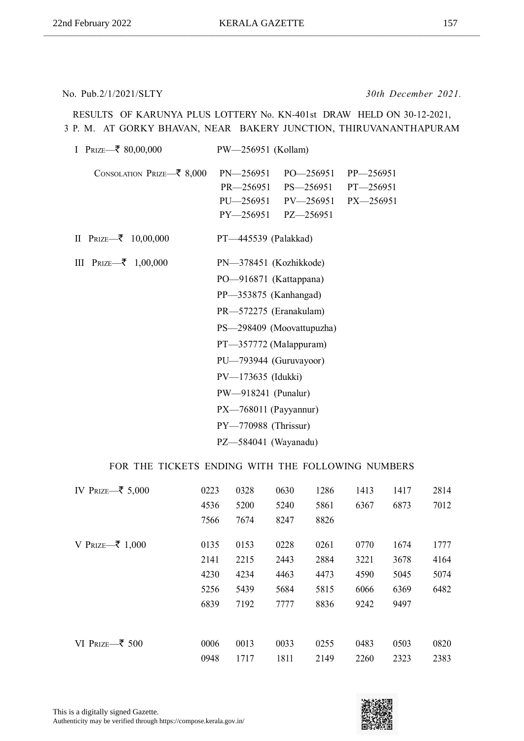No. Pub.2/1/2021/SLTY *30th December 2021.*

RESULTS OF KARUNYA PLUS LOTTERY No. KN-401st DRAW HELD ON 30-12-2021, 3 P. M. AT GORKY BHAVAN, NEAR BAKERY JUNCTION, THIRUVANANTHAPURAM

I PRIZE—₹ 80,00,000 PW—256951 (Kollam)

CONSOLATION PRIZE—₹ 8,000 PN—256951 PO—256951 PP—256951 PR—256951 PS—256951 PT—256951 PU—256951 PV—256951 PX—256951 PY—256951 PZ—256951

II PRIZE—₹ 10,00,000 PT—445539 (Palakkad)

III PRIZE—₹ 1,00,000

PN—378451 (Kozhikkode)
PO—916871 (Kattappana)
PP—353875 (Kanhangad)
PR—572275 (Eranakulam)
PS—298409 (Moovattupuzha)
PT—357772 (Malappuram)
PU—793944 (Guruvayoor)
PV—173635 (Idukki)
PW—918241 (Punalur)
PX—768011 (Payyannur)
PY—770988 (Thrissur)
PZ—584041 (Wayanadu)

FOR THE TICKETS ENDING WITH THE FOLLOWING NUMBERS

IV PRIZE—₹ 5,000

0223 0328 0630 1286 1413 1417 2814 4536 5200 5240 5861 6367 6873 7012 7566 7674 8247 8826

V PRIZE—₹ 1,000

0135 0153 0228 0261 0770 1674 1777 2141 2215 2443 2884 3221 3678 4164 4230 4234 4463 4473 4590 5045 5074 5256 5439 5684 5815 6066 6369 6482 6839 7192 7777 8836 9242 9497

VI PRIZE—₹ 500

0006 0013 0033 0255 0483 0503 0820 0948 1717 1811 2149 2260 2323 2383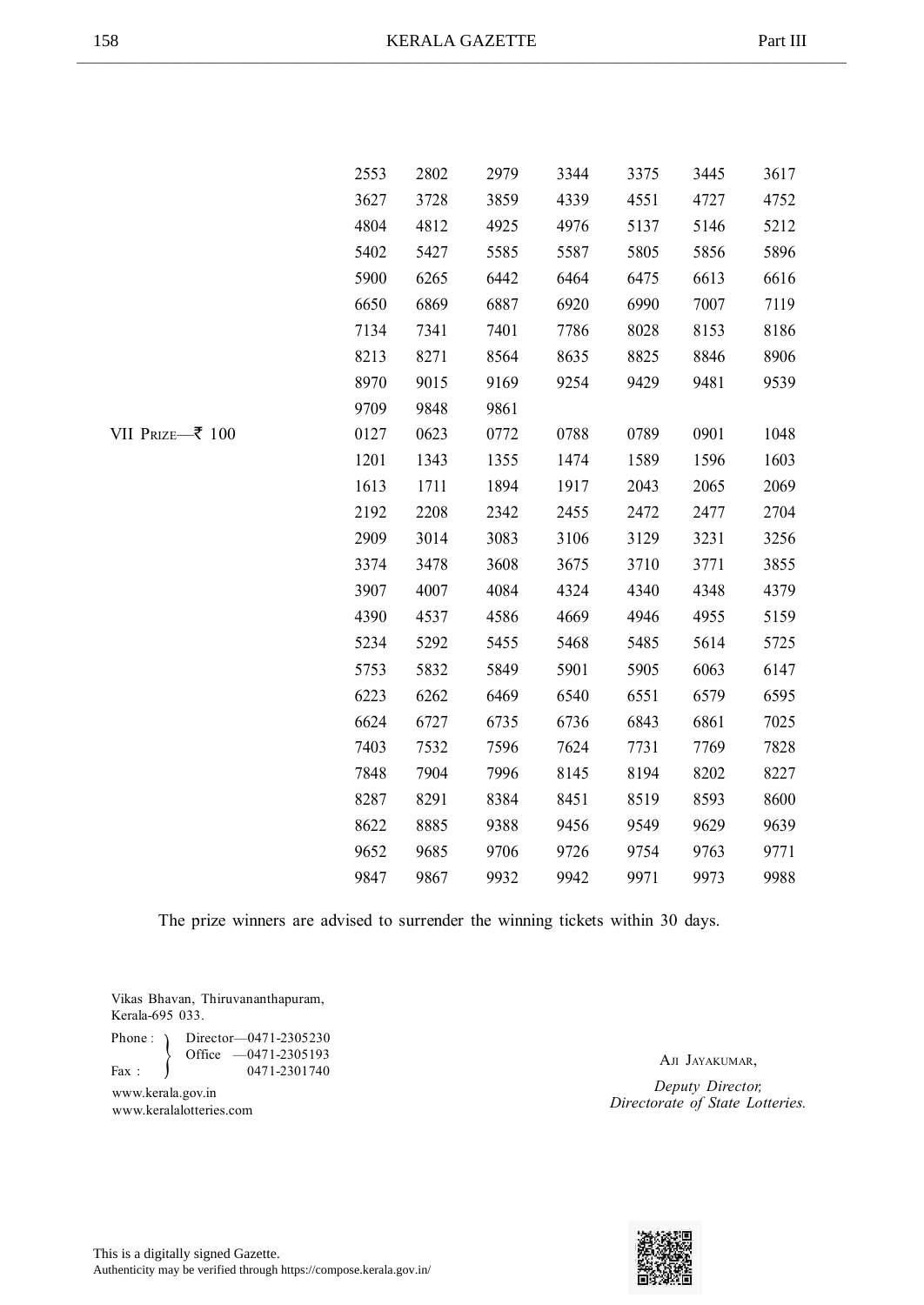| | | | | | | | |
|---|---|---|---|---|---|---|---|
| | 2553 | 2802 | 2979 | 3344 | 3375 | 3445 | 3617 |
| | 3627 | 3728 | 3859 | 4339 | 4551 | 4727 | 4752 |
| | 4804 | 4812 | 4925 | 4976 | 5137 | 5146 | 5212 |
| | 5402 | 5427 | 5585 | 5587 | 5805 | 5856 | 5896 |
| | 5900 | 6265 | 6442 | 6464 | 6475 | 6613 | 6616 |
| | 6650 | 6869 | 6887 | 6920 | 6990 | 7007 | 7119 |
| | 7134 | 7341 | 7401 | 7786 | 8028 | 8153 | 8186 |
| | 8213 | 8271 | 8564 | 8635 | 8825 | 8846 | 8906 |
| | 8970 | 9015 | 9169 | 9254 | 9429 | 9481 | 9539 |
| | 9709 | 9848 | 9861 | | | | |
| VII PRIZE—₹ 100 | 0127 | 0623 | 0772 | 0788 | 0789 | 0901 | 1048 |
| | 1201 | 1343 | 1355 | 1474 | 1589 | 1596 | 1603 |
| | 1613 | 1711 | 1894 | 1917 | 2043 | 2065 | 2069 |
| | 2192 | 2208 | 2342 | 2455 | 2472 | 2477 | 2704 |
| | 2909 | 3014 | 3083 | 3106 | 3129 | 3231 | 3256 |
| | 3374 | 3478 | 3608 | 3675 | 3710 | 3771 | 3855 |
| | 3907 | 4007 | 4084 | 4324 | 4340 | 4348 | 4379 |
| | 4390 | 4537 | 4586 | 4669 | 4946 | 4955 | 5159 |
| | 5234 | 5292 | 5455 | 5468 | 5485 | 5614 | 5725 |
| | 5753 | 5832 | 5849 | 5901 | 5905 | 6063 | 6147 |
| | 6223 | 6262 | 6469 | 6540 | 6551 | 6579 | 6595 |
| | 6624 | 6727 | 6735 | 6736 | 6843 | 6861 | 7025 |
| | 7403 | 7532 | 7596 | 7624 | 7731 | 7769 | 7828 |
| | 7848 | 7904 | 7996 | 8145 | 8194 | 8202 | 8227 |
| | 8287 | 8291 | 8384 | 8451 | 8519 | 8593 | 8600 |
| | 8622 | 8885 | 9388 | 9456 | 9549 | 9629 | 9639 |
| | 9652 | 9685 | 9706 | 9726 | 9754 | 9763 | 9771 |
| | 9847 | 9867 | 9932 | 9942 | 9971 | 9973 | 9988 |

The prize winners are advised to surrender the winning tickets within 30 days.

Vikas Bhavan, Thiruvananthapuram,
Kerala-695 033.

Phone : Director—0471-2305230
Office —0471-2305193
Fax : 0471-2301740

www.kerala.gov.in
www.keralalotteries.com

AJI JAYAKUMAR,

*Deputy Director,*
*Directorate of State Lotteries.*

This is a digitally signed Gazette.
Authenticity may be verified through https://compose.kerala.gov.in/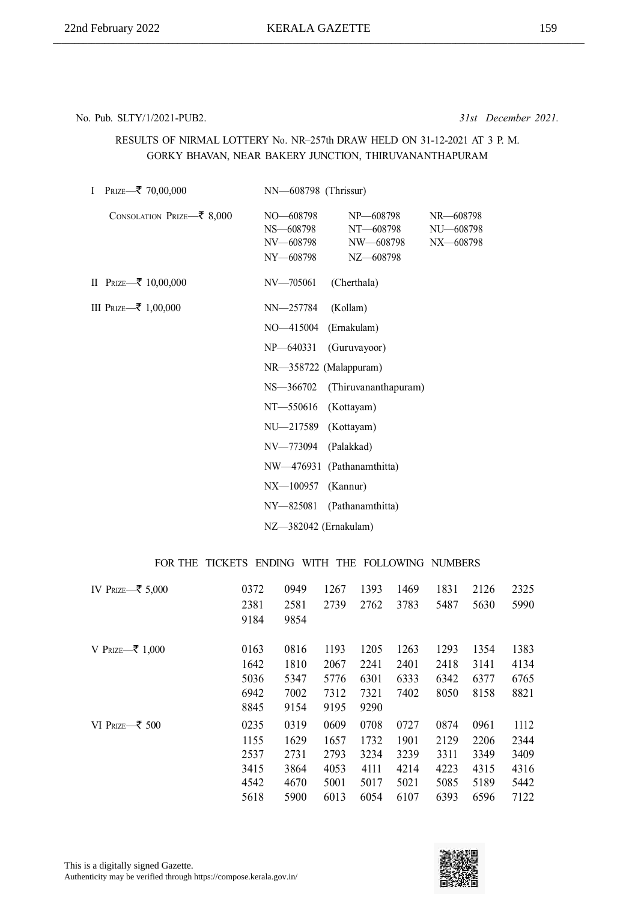No. Pub. SLTY/1/2021-PUB2. *31st December 2021.*

RESULTS OF NIRMAL LOTTERY No. NR–257th DRAW HELD ON 31-12-2021 AT 3 P. M.
GORKY BHAVAN, NEAR BAKERY JUNCTION, THIRUVANANTHAPURAM

I PRIZE—₹ 70,00,000 NN—608798 (Thrissur)

CONSOLATION PRIZE—₹ 8,000

| | | |
|---|---|---|
| NO—608798 | NP—608798 | NR—608798 |
| NS—608798 | NT—608798 | NU—608798 |
| NV—608798 | NW—608798 | NX—608798 |
| NY—608798 | NZ—608798 | |

II PRIZE—₹ 10,00,000 NV—705061 (Cherthala)

III PRIZE—₹ 1,00,000

NN—257784 (Kollam)

NO—415004 (Ernakulam)

NP—640331 (Guruvayoor)

NR—358722 (Malappuram)

NS—366702 (Thiruvananthapuram)

NT—550616 (Kottayam)

NU—217589 (Kottayam)

NV—773094 (Palakkad)

NW—476931 (Pathanamthitta)

NX—100957 (Kannur)

NY—825081 (Pathanamthitta)

NZ—382042 (Ernakulam)

FOR THE TICKETS ENDING WITH THE FOLLOWING NUMBERS

IV PRIZE—₹ 5,000

| | | | | | | | |
|---|---|---|---|---|---|---|---|
| 0372 | 0949 | 1267 | 1393 | 1469 | 1831 | 2126 | 2325 |
| 2381 | 2581 | 2739 | 2762 | 3783 | 5487 | 5630 | 5990 |
| 9184 | 9854 | | | | | | |

V PRIZE—₹ 1,000

| | | | | | | | |
|---|---|---|---|---|---|---|---|
| 0163 | 0816 | 1193 | 1205 | 1263 | 1293 | 1354 | 1383 |
| 1642 | 1810 | 2067 | 2241 | 2401 | 2418 | 3141 | 4134 |
| 5036 | 5347 | 5776 | 6301 | 6333 | 6342 | 6377 | 6765 |
| 6942 | 7002 | 7312 | 7321 | 7402 | 8050 | 8158 | 8821 |
| 8845 | 9154 | 9195 | 9290 | | | | |

VI PRIZE—₹ 500

| | | | | | | | |
|---|---|---|---|---|---|---|---|
| 0235 | 0319 | 0609 | 0708 | 0727 | 0874 | 0961 | 1112 |
| 1155 | 1629 | 1657 | 1732 | 1901 | 2129 | 2206 | 2344 |
| 2537 | 2731 | 2793 | 3234 | 3239 | 3311 | 3349 | 3409 |
| 3415 | 3864 | 4053 | 4111 | 4214 | 4223 | 4315 | 4316 |
| 4542 | 4670 | 5001 | 5017 | 5021 | 5085 | 5189 | 5442 |
| 5618 | 5900 | 6013 | 6054 | 6107 | 6393 | 6596 | 7122 |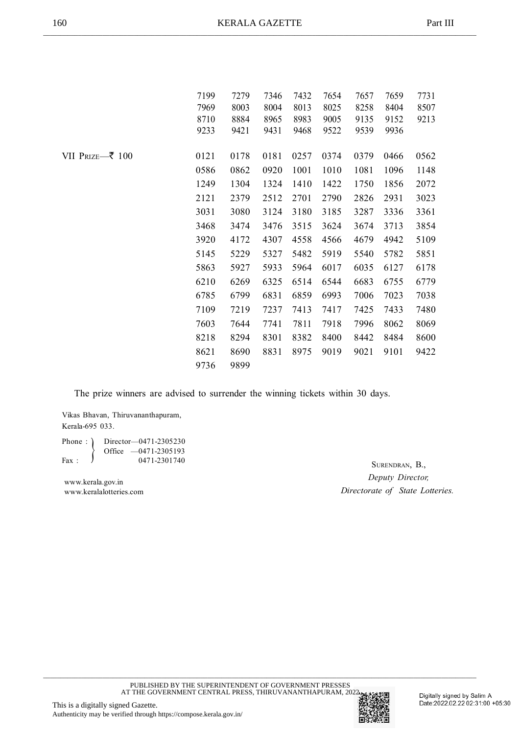| | | | | | | | | |
|---|---|---|---|---|---|---|---|---|
| | 7199 | 7279 | 7346 | 7432 | 7654 | 7657 | 7659 | 7731 |
| | 7969 | 8003 | 8004 | 8013 | 8025 | 8258 | 8404 | 8507 |
| | 8710 | 8884 | 8965 | 8983 | 9005 | 9135 | 9152 | 9213 |
| | 9233 | 9421 | 9431 | 9468 | 9522 | 9539 | 9936 | |
| VII Prize—₹ 100 | 0121 | 0178 | 0181 | 0257 | 0374 | 0379 | 0466 | 0562 |
| | 0586 | 0862 | 0920 | 1001 | 1010 | 1081 | 1096 | 1148 |
| | 1249 | 1304 | 1324 | 1410 | 1422 | 1750 | 1856 | 2072 |
| | 2121 | 2379 | 2512 | 2701 | 2790 | 2826 | 2931 | 3023 |
| | 3031 | 3080 | 3124 | 3180 | 3185 | 3287 | 3336 | 3361 |
| | 3468 | 3474 | 3476 | 3515 | 3624 | 3674 | 3713 | 3854 |
| | 3920 | 4172 | 4307 | 4558 | 4566 | 4679 | 4942 | 5109 |
| | 5145 | 5229 | 5327 | 5482 | 5919 | 5540 | 5782 | 5851 |
| | 5863 | 5927 | 5933 | 5964 | 6017 | 6035 | 6127 | 6178 |
| | 6210 | 6269 | 6325 | 6514 | 6544 | 6683 | 6755 | 6779 |
| | 6785 | 6799 | 6831 | 6859 | 6993 | 7006 | 7023 | 7038 |
| | 7109 | 7219 | 7237 | 7413 | 7417 | 7425 | 7433 | 7480 |
| | 7603 | 7644 | 7741 | 7811 | 7918 | 7996 | 8062 | 8069 |
| | 8218 | 8294 | 8301 | 8382 | 8400 | 8442 | 8484 | 8600 |
| | 8621 | 8690 | 8831 | 8975 | 9019 | 9021 | 9101 | 9422 |
| | 9736 | 9899 | | | | | | |

The prize winners are advised to surrender the winning tickets within 30 days.

Vikas Bhavan, Thiruvananthapuram,
Kerala-695 033.

Phone : Director—0471-2305230
Office —0471-2305193
Fax : 0471-2301740

www.kerala.gov.in
www.keralalotteries.com

Surendran, B.,
*Deputy Director,*
*Directorate of State Lotteries.*

PUBLISHED BY THE SUPERINTENDENT OF GOVERNMENT PRESSES
AT THE GOVERNMENT CENTRAL PRESS, THIRUVANANTHAPURAM, 2022.

This is a digitally signed Gazette.
Authenticity may be verified through https://compose.kerala.gov.in/

Digitally signed by Salim A
Date:2022.02.22 02:31:00 +05:30